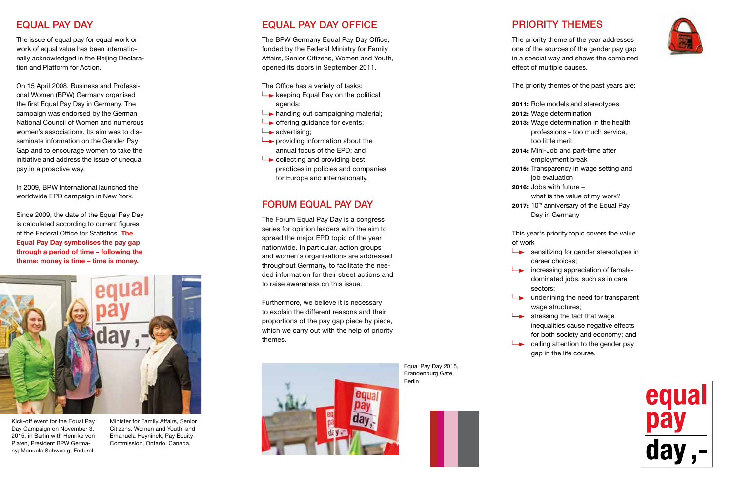## EQUAL PAY DAY

The issue of equal pay for equal work or work of equal value has been internationally acknowledged in the Beijing Declaration and Platform for Action.

On 15 April 2008, Business and Professional Women (BPW) Germany organised the first Equal Pay Day in Germany. The campaign was endorsed by the German National Council of Women and numerous women's associations. Its aim was to disseminate information on the Gender Pay Gap and to encourage women to take the initiative and address the issue of unequal pay in a proactive way.

In 2009, BPW International launched the worldwide EPD campaign in New York.

Since 2009, the date of the Equal Pay Day is calculated according to current figures of the Federal Office for Statistics. **The Equal Pay Day symbolises the pay gap through a period of time – following the theme: money is time – time is money.**

Kick-off event for the Equal Pay Day Campaign on November 3, 2015, in Berlin with Henrike von Platen, President BPW Germany; Manuela Schwesig, Federal Minister for Family Affairs, Senior Citizens, Women and Youth; and Emanuela Heyninck, Pay Equity Commission, Ontario, Canada.

## EQUAL PAY DAY OFFICE

The BPW Germany Equal Pay Day Office, funded by the Federal Ministry for Family Affairs, Senior Citizens, Women and Youth, opened its doors in September 2011.

The Office has a variety of tasks:

- keeping Equal Pay on the political agenda;
- handing out campaigning material;
- offering guidance for events;
- advertising;
- providing information about the annual focus of the EPD; and
- collecting and providing best practices in policies and companies for Europe and internationally.

## FORUM EQUAL PAY DAY

The Forum Equal Pay Day is a congress series for opinion leaders with the aim to spread the major EPD topic of the year nationwide. In particular, action groups and women's organisations are addressed throughout Germany, to facilitate the needed information for their street actions and to raise awareness on this issue.

Furthermore, we believe it is necessary to explain the different reasons and their proportions of the pay gap piece by piece, which we carry out with the help of priority themes.

Equal Pay Day 2015, Brandenburg Gate, Berlin

## PRIORITY THEMES

The priority theme of the year addresses one of the sources of the gender pay gap in a special way and shows the combined effect of multiple causes.

The priority themes of the past years are:

**2011:** Role models and stereotypes
**2012:** Wage determination
**2013:** Wage determination in the health professions – too much service, too little merit
**2014:** Mini-Job and part-time after employment break
**2015:** Transparency in wage setting and job evaluation
**2016:** Jobs with future – what is the value of my work?
**2017:** 10th anniversary of the Equal Pay Day in Germany

This year's priority topic covers the value of work

- sensitizing for gender stereotypes in career choices;
- increasing appreciation of female-dominated jobs, such as in care sectors;
- underlining the need for transparent wage structures;
- stressing the fact that wage inequalities cause negative effects for both society and economy; and
- calling attention to the gender pay gap in the life course.

equal pay day ,-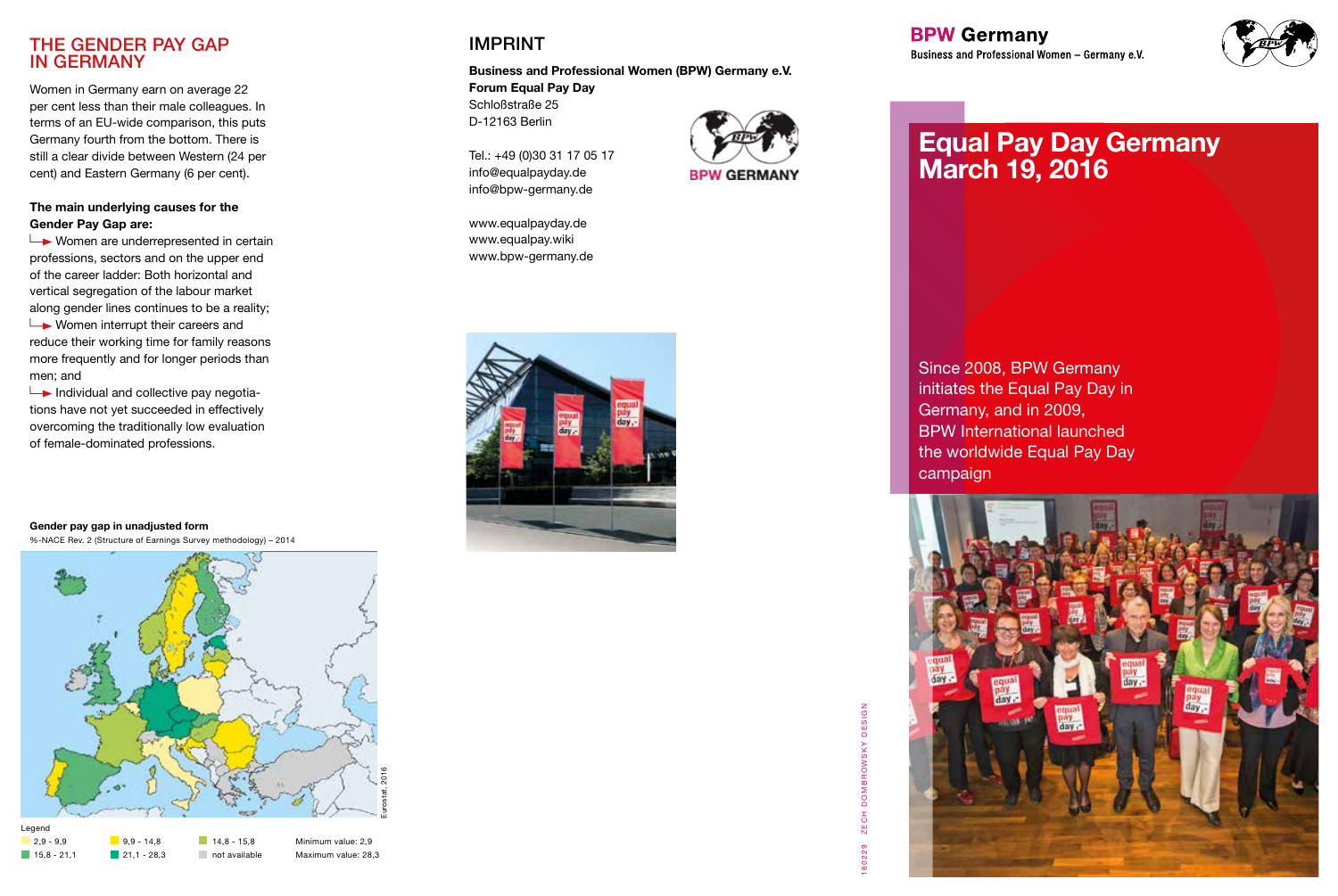# THE GENDER PAY GAP IN GERMANY

Women in Germany earn on average 22 per cent less than their male colleagues. In terms of an EU-wide comparison, this puts Germany fourth from the bottom. There is still a clear divide between Western (24 per cent) and Eastern Germany (6 per cent).

**The main underlying causes for the Gender Pay Gap are:**

- Women are underrepresented in certain professions, sectors and on the upper end of the career ladder: Both horizontal and vertical segregation of the labour market along gender lines continues to be a reality;
- Women interrupt their careers and reduce their working time for family reasons more frequently and for longer periods than men; and
- Individual and collective pay negotiations have not yet succeeded in effectively overcoming the traditionally low evaluation of female-dominated professions.

**Gender pay gap in unadjusted form**

%-NACE Rev. 2 (Structure of Earnings Survey methodology) – 2014

Eurostat, 2016

Legend

2,9 - 9,9
9,9 - 14,8
14,8 - 15,8
15,8 - 21,1
21,1 - 28,3
not available
Minimum value: 2,9
Maximum value: 28,3

# IMPRINT

**Business and Professional Women (BPW) Germany e.V.**
**Forum Equal Pay Day**
Schloßstraße 25
D-12163 Berlin

Tel.: +49 (0)30 31 17 05 17
info@equalpayday.de
info@bpw-germany.de

www.equalpayday.de
www.equalpay.wiki
www.bpw-germany.de

BPW GERMANY

160229 ZECH DOMBROWSKY DESIGN

**BPW Germany**
Business and Professional Women – Germany e.V.

# Equal Pay Day Germany March 19, 2016

Since 2008, BPW Germany initiates the Equal Pay Day in Germany, and in 2009, BPW International launched the worldwide Equal Pay Day campaign